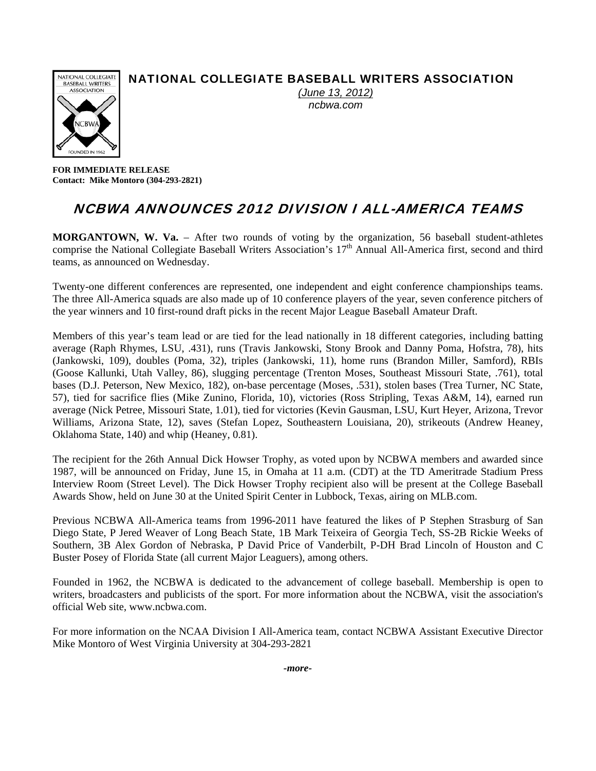# NATIONAL COLLEGIATE BASEBALL WRITERS ASSOCIATION

*(June 13, 2012)*
*ncbwa.com*

**FOR IMMEDIATE RELEASE**
**Contact: Mike Montoro (304-293-2821)**

## NCBWA ANNOUNCES 2012 DIVISION I ALL-AMERICA TEAMS

**MORGANTOWN, W. Va.** – After two rounds of voting by the organization, 56 baseball student-athletes comprise the National Collegiate Baseball Writers Association's 17th Annual All-America first, second and third teams, as announced on Wednesday.

Twenty-one different conferences are represented, one independent and eight conference championships teams. The three All-America squads are also made up of 10 conference players of the year, seven conference pitchers of the year winners and 10 first-round draft picks in the recent Major League Baseball Amateur Draft.

Members of this year's team lead or are tied for the lead nationally in 18 different categories, including batting average (Raph Rhymes, LSU, .431), runs (Travis Jankowski, Stony Brook and Danny Poma, Hofstra, 78), hits (Jankowski, 109), doubles (Poma, 32), triples (Jankowski, 11), home runs (Brandon Miller, Samford), RBIs (Goose Kallunki, Utah Valley, 86), slugging percentage (Trenton Moses, Southeast Missouri State, .761), total bases (D.J. Peterson, New Mexico, 182), on-base percentage (Moses, .531), stolen bases (Trea Turner, NC State, 57), tied for sacrifice flies (Mike Zunino, Florida, 10), victories (Ross Stripling, Texas A&M, 14), earned run average (Nick Petree, Missouri State, 1.01), tied for victories (Kevin Gausman, LSU, Kurt Heyer, Arizona, Trevor Williams, Arizona State, 12), saves (Stefan Lopez, Southeastern Louisiana, 20), strikeouts (Andrew Heaney, Oklahoma State, 140) and whip (Heaney, 0.81).

The recipient for the 26th Annual Dick Howser Trophy, as voted upon by NCBWA members and awarded since 1987, will be announced on Friday, June 15, in Omaha at 11 a.m. (CDT) at the TD Ameritrade Stadium Press Interview Room (Street Level). The Dick Howser Trophy recipient also will be present at the College Baseball Awards Show, held on June 30 at the United Spirit Center in Lubbock, Texas, airing on MLB.com.

Previous NCBWA All-America teams from 1996-2011 have featured the likes of P Stephen Strasburg of San Diego State, P Jered Weaver of Long Beach State, 1B Mark Teixeira of Georgia Tech, SS-2B Rickie Weeks of Southern, 3B Alex Gordon of Nebraska, P David Price of Vanderbilt, P-DH Brad Lincoln of Houston and C Buster Posey of Florida State (all current Major Leaguers), among others.

Founded in 1962, the NCBWA is dedicated to the advancement of college baseball. Membership is open to writers, broadcasters and publicists of the sport. For more information about the NCBWA, visit the association's official Web site, www.ncbwa.com.

For more information on the NCAA Division I All-America team, contact NCBWA Assistant Executive Director Mike Montoro of West Virginia University at 304-293-2821

*-more-*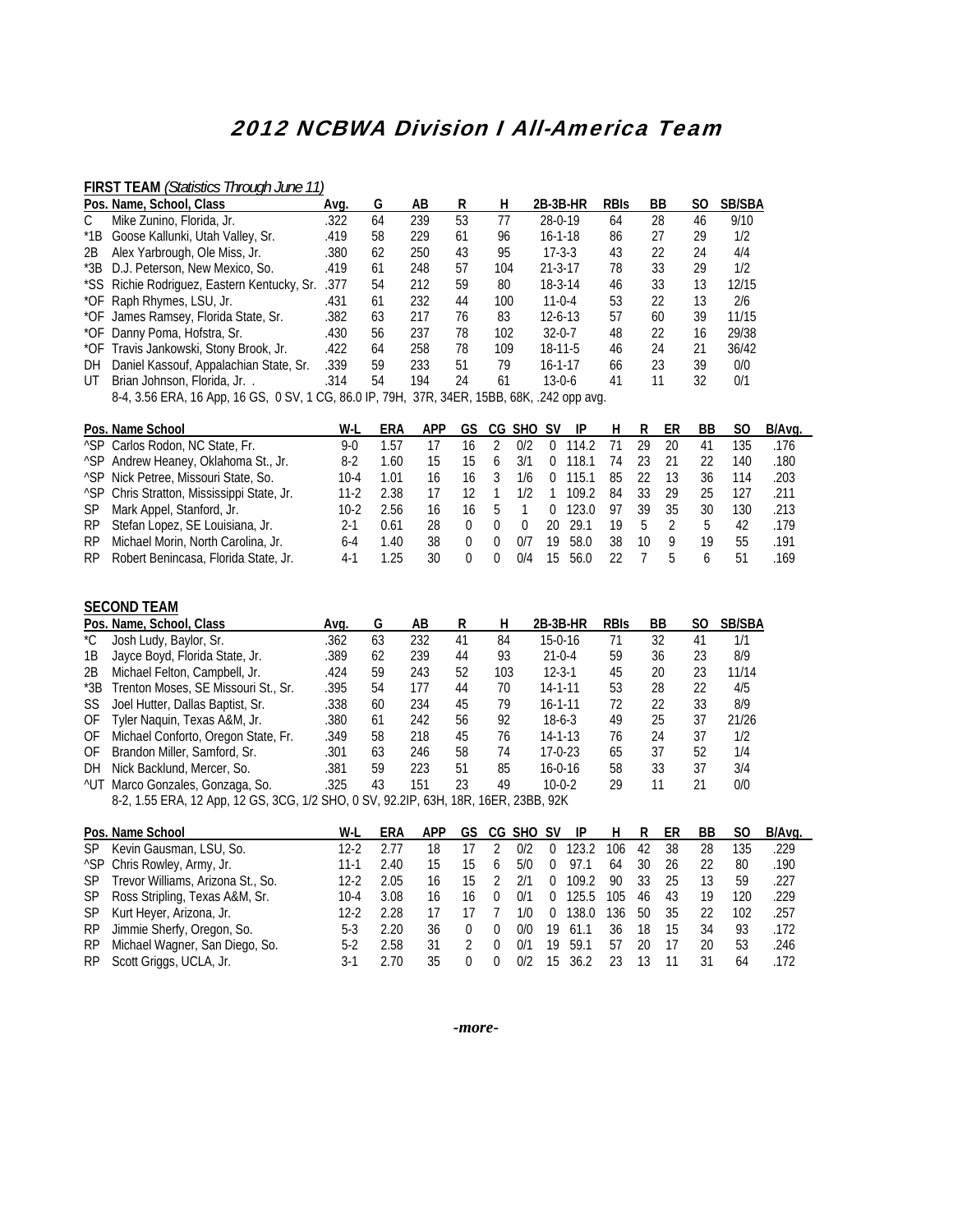# 2012 NCBWA Division I All-America Team

## FIRST TEAM *(Statistics Through June 11)*

| Pos. | Name, School, Class | Avg. | G | AB | R | H | 2B-3B-HR | RBIs | BB | SO | SB/SBA |
|---|---|---|---|---|---|---|---|---|---|---|---|
| C | Mike Zunino, Florida, Jr. | .322 | 64 | 239 | 53 | 77 | 28-0-19 | 64 | 28 | 46 | 9/10 |
| *1B | Goose Kallunki, Utah Valley, Sr. | .419 | 58 | 229 | 61 | 96 | 16-1-18 | 86 | 27 | 29 | 1/2 |
| 2B | Alex Yarbrough, Ole Miss, Jr. | .380 | 62 | 250 | 43 | 95 | 17-3-3 | 43 | 22 | 24 | 4/4 |
| *3B | D.J. Peterson, New Mexico, So. | .419 | 61 | 248 | 57 | 104 | 21-3-17 | 78 | 33 | 29 | 1/2 |
| *SS | Richie Rodriguez, Eastern Kentucky, Sr. | .377 | 54 | 212 | 59 | 80 | 18-3-14 | 46 | 33 | 13 | 12/15 |
| *OF | Raph Rhymes, LSU, Jr. | .431 | 61 | 232 | 44 | 100 | 11-0-4 | 53 | 22 | 13 | 2/6 |
| *OF | James Ramsey, Florida State, Sr. | .382 | 63 | 217 | 76 | 83 | 12-6-13 | 57 | 60 | 39 | 11/15 |
| *OF | Danny Poma, Hofstra, Sr. | .430 | 56 | 237 | 78 | 102 | 32-0-7 | 48 | 22 | 16 | 29/38 |
| *OF | Travis Jankowski, Stony Brook, Jr. | .422 | 64 | 258 | 78 | 109 | 18-11-5 | 46 | 24 | 21 | 36/42 |
| DH | Daniel Kassouf, Appalachian State, Sr. | .339 | 59 | 233 | 51 | 79 | 16-1-17 | 66 | 23 | 39 | 0/0 |
| UT | Brian Johnson, Florida, Jr. . | .314 | 54 | 194 | 24 | 61 | 13-0-6 | 41 | 11 | 32 | 0/1 |

8-4, 3.56 ERA, 16 App, 16 GS, 0 SV, 1 CG, 86.0 IP, 79H, 37R, 34ER, 15BB, 68K, .242 opp avg.

| Pos. | Name School | W-L | ERA | APP | GS | CG | SHO | SV | IP | H | R | ER | BB | SO | B/Avg. |
|---|---|---|---|---|---|---|---|---|---|---|---|---|---|---|---|
| ^SP | Carlos Rodon, NC State, Fr. | 9-0 | 1.57 | 17 | 16 | 2 | 0/2 | 0 | 114.2 | 71 | 29 | 20 | 41 | 135 | .176 |
| ^SP | Andrew Heaney, Oklahoma St., Jr. | 8-2 | 1.60 | 15 | 15 | 6 | 3/1 | 0 | 118.1 | 74 | 23 | 21 | 22 | 140 | .180 |
| ^SP | Nick Petree, Missouri State, So. | 10-4 | 1.01 | 16 | 16 | 3 | 1/6 | 0 | 115.1 | 85 | 22 | 13 | 36 | 114 | .203 |
| ^SP | Chris Stratton, Mississippi State, Jr. | 11-2 | 2.38 | 17 | 12 | 1 | 1/2 | 1 | 109.2 | 84 | 33 | 29 | 25 | 127 | .211 |
| SP | Mark Appel, Stanford, Jr. | 10-2 | 2.56 | 16 | 16 | 5 | 1 | 0 | 123.0 | 97 | 39 | 35 | 30 | 130 | .213 |
| RP | Stefan Lopez, SE Louisiana, Jr. | 2-1 | 0.61 | 28 | 0 | 0 | 0 | 20 | 29.1 | 19 | 5 | 2 | 5 | 42 | .179 |
| RP | Michael Morin, North Carolina, Jr. | 6-4 | 1.40 | 38 | 0 | 0 | 0/7 | 19 | 58.0 | 38 | 10 | 9 | 19 | 55 | .191 |
| RP | Robert Benincasa, Florida State, Jr. | 4-1 | 1.25 | 30 | 0 | 0 | 0/4 | 15 | 56.0 | 22 | 7 | 5 | 6 | 51 | .169 |

## SECOND TEAM

| Pos. | Name, School, Class | Avg. | G | AB | R | H | 2B-3B-HR | RBIs | BB | SO | SB/SBA |
|---|---|---|---|---|---|---|---|---|---|---|---|
| *C | Josh Ludy, Baylor, Sr. | .362 | 63 | 232 | 41 | 84 | 15-0-16 | 71 | 32 | 41 | 1/1 |
| 1B | Jayce Boyd, Florida State, Jr. | .389 | 62 | 239 | 44 | 93 | 21-0-4 | 59 | 36 | 23 | 8/9 |
| 2B | Michael Felton, Campbell, Jr. | .424 | 59 | 243 | 52 | 103 | 12-3-1 | 45 | 20 | 23 | 11/14 |
| *3B | Trenton Moses, SE Missouri St., Sr. | .395 | 54 | 177 | 44 | 70 | 14-1-11 | 53 | 28 | 22 | 4/5 |
| SS | Joel Hutter, Dallas Baptist, Sr. | .338 | 60 | 234 | 45 | 79 | 16-1-11 | 72 | 22 | 33 | 8/9 |
| OF | Tyler Naquin, Texas A&M, Jr. | .380 | 61 | 242 | 56 | 92 | 18-6-3 | 49 | 25 | 37 | 21/26 |
| OF | Michael Conforto, Oregon State, Fr. | .349 | 58 | 218 | 45 | 76 | 14-1-13 | 76 | 24 | 37 | 1/2 |
| OF | Brandon Miller, Samford, Sr. | .301 | 63 | 246 | 58 | 74 | 17-0-23 | 65 | 37 | 52 | 1/4 |
| DH | Nick Backlund, Mercer, So. | .381 | 59 | 223 | 51 | 85 | 16-0-16 | 58 | 33 | 37 | 3/4 |
| ^UT | Marco Gonzales, Gonzaga, So. | .325 | 43 | 151 | 23 | 49 | 10-0-2 | 29 | 11 | 21 | 0/0 |

8-2, 1.55 ERA, 12 App, 12 GS, 3CG, 1/2 SHO, 0 SV, 92.2IP, 63H, 18R, 16ER, 23BB, 92K

| Pos. | Name School | W-L | ERA | APP | GS | CG | SHO | SV | IP | H | R | ER | BB | SO | B/Avg. |
|---|---|---|---|---|---|---|---|---|---|---|---|---|---|---|---|
| SP | Kevin Gausman, LSU, So. | 12-2 | 2.77 | 18 | 17 | 2 | 0/2 | 0 | 123.2 | 106 | 42 | 38 | 28 | 135 | .229 |
| ^SP | Chris Rowley, Army, Jr. | 11-1 | 2.40 | 15 | 15 | 6 | 5/0 | 0 | 97.1 | 64 | 30 | 26 | 22 | 80 | .190 |
| SP | Trevor Williams, Arizona St., So. | 12-2 | 2.05 | 16 | 15 | 2 | 2/1 | 0 | 109.2 | 90 | 33 | 25 | 13 | 59 | .227 |
| SP | Ross Stripling, Texas A&M, Sr. | 10-4 | 3.08 | 16 | 16 | 0 | 0/1 | 0 | 125.5 | 105 | 46 | 43 | 19 | 120 | .229 |
| SP | Kurt Heyer, Arizona, Jr. | 12-2 | 2.28 | 17 | 17 | 7 | 1/0 | 0 | 138.0 | 136 | 50 | 35 | 22 | 102 | .257 |
| RP | Jimmie Sherfy, Oregon, So. | 5-3 | 2.20 | 36 | 0 | 0 | 0/0 | 19 | 61.1 | 36 | 18 | 15 | 34 | 93 | .172 |
| RP | Michael Wagner, San Diego, So. | 5-2 | 2.58 | 31 | 2 | 0 | 0/1 | 19 | 59.1 | 57 | 20 | 17 | 20 | 53 | .246 |
| RP | Scott Griggs, UCLA, Jr. | 3-1 | 2.70 | 35 | 0 | 0 | 0/2 | 15 | 36.2 | 23 | 13 | 11 | 31 | 64 | .172 |

*-more-*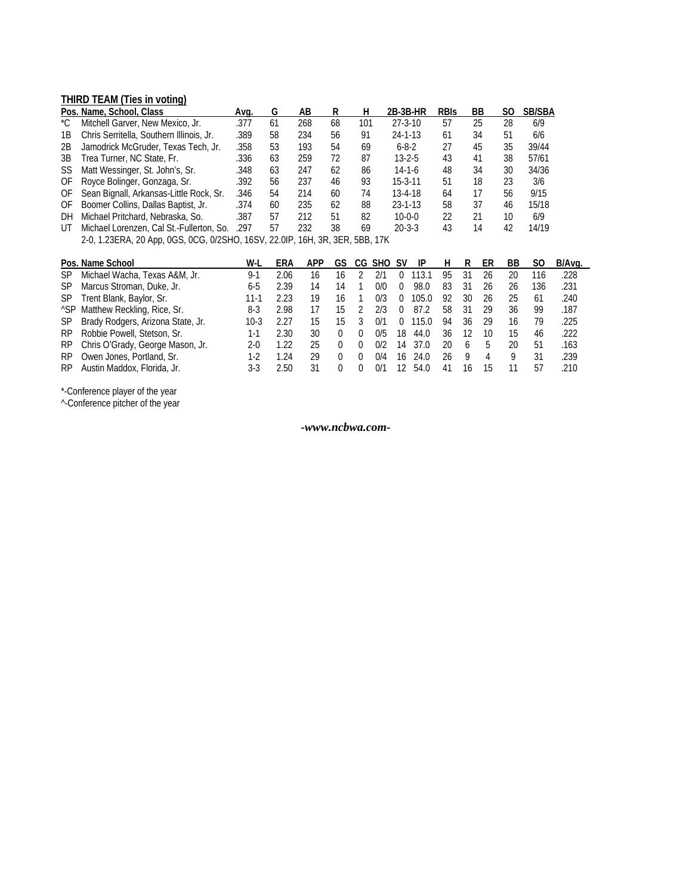**THIRD TEAM (Ties in voting)**

| Pos. | Name, School, Class | Avg. | G | AB | R | H | 2B-3B-HR | RBIs | BB | SO | SB/SBA |
|---|---|---|---|---|---|---|---|---|---|---|---|
| *C | Mitchell Garver, New Mexico, Jr. | .377 | 61 | 268 | 68 | 101 | 27-3-10 | 57 | 25 | 28 | 6/9 |
| 1B | Chris Serritella, Southern Illinois, Jr. | .389 | 58 | 234 | 56 | 91 | 24-1-13 | 61 | 34 | 51 | 6/6 |
| 2B | Jamodrick McGruder, Texas Tech, Jr. | .358 | 53 | 193 | 54 | 69 | 6-8-2 | 27 | 45 | 35 | 39/44 |
| 3B | Trea Turner, NC State, Fr. | .336 | 63 | 259 | 72 | 87 | 13-2-5 | 43 | 41 | 38 | 57/61 |
| SS | Matt Wessinger, St. John's, Sr. | .348 | 63 | 247 | 62 | 86 | 14-1-6 | 48 | 34 | 30 | 34/36 |
| OF | Royce Bolinger, Gonzaga, Sr. | .392 | 56 | 237 | 46 | 93 | 15-3-11 | 51 | 18 | 23 | 3/6 |
| OF | Sean Bignall, Arkansas-Little Rock, Sr. | .346 | 54 | 214 | 60 | 74 | 13-4-18 | 64 | 17 | 56 | 9/15 |
| OF | Boomer Collins, Dallas Baptist, Jr. | .374 | 60 | 235 | 62 | 88 | 23-1-13 | 58 | 37 | 46 | 15/18 |
| DH | Michael Pritchard, Nebraska, So. | .387 | 57 | 212 | 51 | 82 | 10-0-0 | 22 | 21 | 10 | 6/9 |
| UT | Michael Lorenzen, Cal St.-Fullerton, So. | .297 | 57 | 232 | 38 | 69 | 20-3-3 | 43 | 14 | 42 | 14/19 |

2-0, 1.23ERA, 20 App, 0GS, 0CG, 0/2SHO, 16SV, 22.0IP, 16H, 3R, 3ER, 5BB, 17K

| Pos. | Name School | W-L | ERA | APP | GS | CG | SHO | SV | IP | H | R | ER | BB | SO | B/Avg. |
|---|---|---|---|---|---|---|---|---|---|---|---|---|---|---|---|
| SP | Michael Wacha, Texas A&M, Jr. | 9-1 | 2.06 | 16 | 16 | 2 | 2/1 | 0 | 113.1 | 95 | 31 | 26 | 20 | 116 | .228 |
| SP | Marcus Stroman, Duke, Jr. | 6-5 | 2.39 | 14 | 14 | 1 | 0/0 | 0 | 98.0 | 83 | 31 | 26 | 26 | 136 | .231 |
| SP | Trent Blank, Baylor, Sr. | 11-1 | 2.23 | 19 | 16 | 1 | 0/3 | 0 | 105.0 | 92 | 30 | 26 | 25 | 61 | .240 |
| ^SP | Matthew Reckling, Rice, Sr. | 8-3 | 2.98 | 17 | 15 | 2 | 2/3 | 0 | 87.2 | 58 | 31 | 29 | 36 | 99 | .187 |
| SP | Brady Rodgers, Arizona State, Jr. | 10-3 | 2.27 | 15 | 15 | 3 | 0/1 | 0 | 115.0 | 94 | 36 | 29 | 16 | 79 | .225 |
| RP | Robbie Powell, Stetson, Sr. | 1-1 | 2.30 | 30 | 0 | 0 | 0/5 | 18 | 44.0 | 36 | 12 | 10 | 15 | 46 | .222 |
| RP | Chris O'Grady, George Mason, Jr. | 2-0 | 1.22 | 25 | 0 | 0 | 0/2 | 14 | 37.0 | 20 | 6 | 5 | 20 | 51 | .163 |
| RP | Owen Jones, Portland, Sr. | 1-2 | 1.24 | 29 | 0 | 0 | 0/4 | 16 | 24.0 | 26 | 9 | 4 | 9 | 31 | .239 |
| RP | Austin Maddox, Florida, Jr. | 3-3 | 2.50 | 31 | 0 | 0 | 0/1 | 12 | 54.0 | 41 | 16 | 15 | 11 | 57 | .210 |

*-Conference player of the year
^-Conference pitcher of the year

***-www.ncbwa.com-***